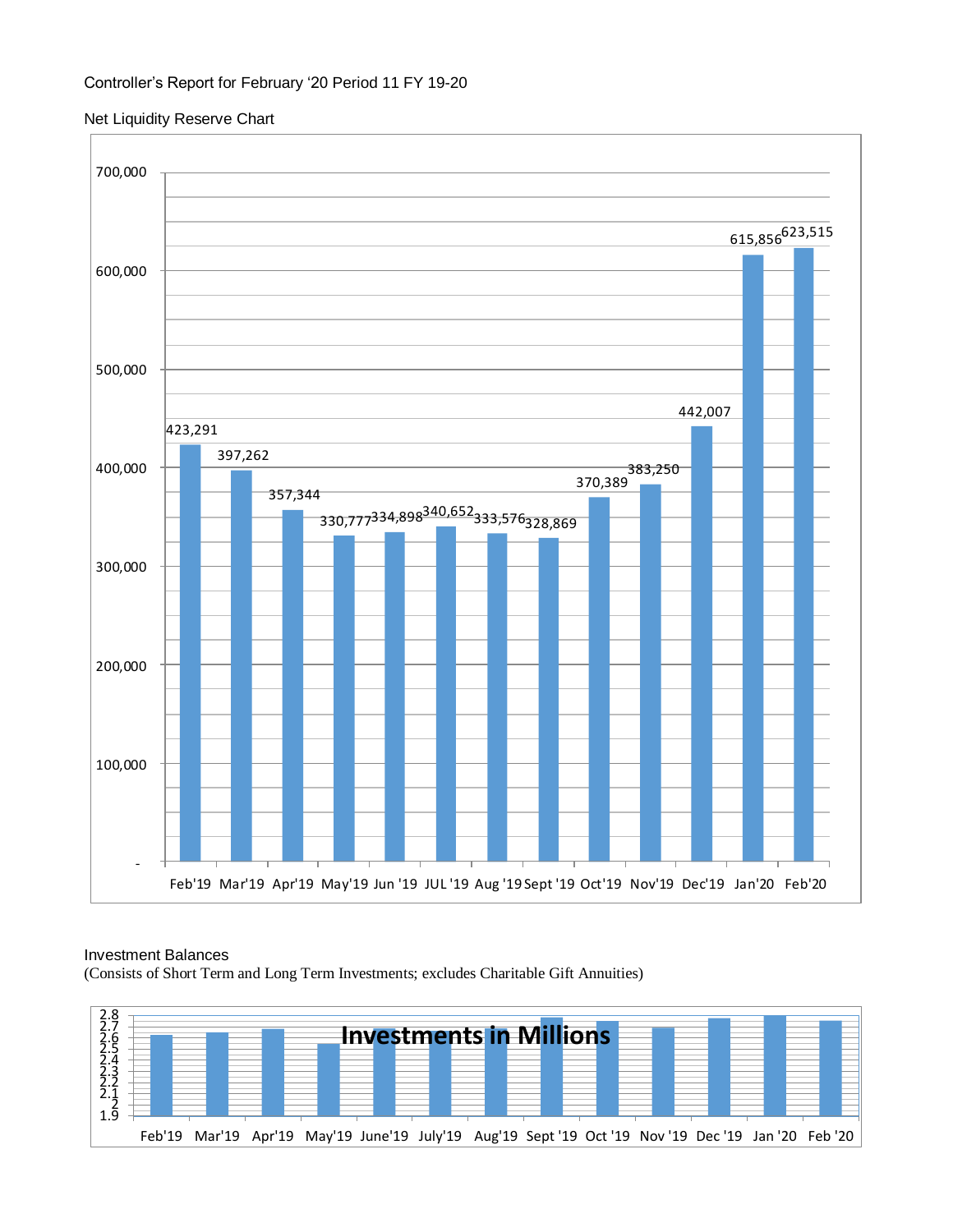Controller's Report for February '20 Period 11 FY 19-20

Net Liquidity Reserve Chart

| Month | Net Liquidity Reserve |
|---|---|
| Feb'19 | 423,291 |
| Mar'19 | 397,262 |
| Apr'19 | 357,344 |
| May'19 | 330,777 |
| Jun '19 | 334,898 |
| JUL '19 | 340,652 |
| Aug '19 | 333,576 |
| Sept '19 | 328,869 |
| Oct'19 | 370,389 |
| Nov'19 | 383,250 |
| Dec'19 | 442,007 |
| Jan'20 | 615,856 |
| Feb'20 | 623,515 |

Investment Balances
(Consists of Short Term and Long Term Investments; excludes Charitable Gift Annuities)

**Investments in Millions**

Months shown: Feb'19, Mar'19, Apr'19, May'19, June'19, July'19, Aug'19, Sept '19, Oct '19, Nov '19, Dec '19, Jan '20, Feb '20 (y-axis 1.9 to 2.8)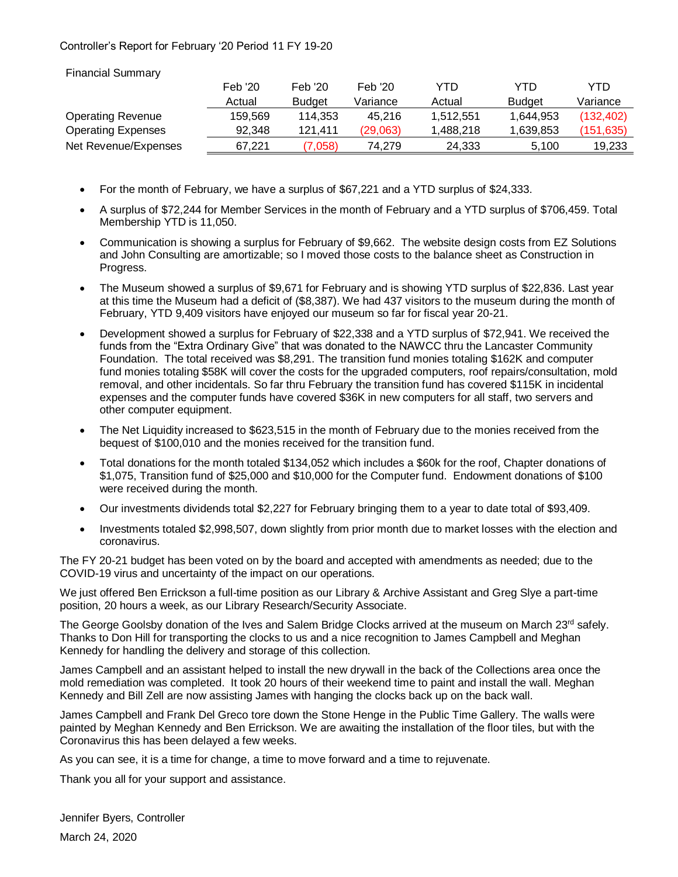Controller's Report for February '20 Period 11 FY 19-20

Financial Summary

| | Feb '20 Actual | Feb '20 Budget | Feb '20 Variance | YTD Actual | YTD Budget | YTD Variance |
|---|---|---|---|---|---|---|
| Operating Revenue | 159,569 | 114,353 | 45,216 | 1,512,551 | 1,644,953 | (132,402) |
| Operating Expenses | 92,348 | 121,411 | (29,063) | 1,488,218 | 1,639,853 | (151,635) |
| Net Revenue/Expenses | 67,221 | (7,058) | 74,279 | 24,333 | 5,100 | 19,233 |

- For the month of February, we have a surplus of $67,221 and a YTD surplus of $24,333.
- A surplus of $72,244 for Member Services in the month of February and a YTD surplus of $706,459. Total Membership YTD is 11,050.
- Communication is showing a surplus for February of $9,662. The website design costs from EZ Solutions and John Consulting are amortizable; so I moved those costs to the balance sheet as Construction in Progress.
- The Museum showed a surplus of $9,671 for February and is showing YTD surplus of $22,836. Last year at this time the Museum had a deficit of ($8,387). We had 437 visitors to the museum during the month of February, YTD 9,409 visitors have enjoyed our museum so far for fiscal year 20-21.
- Development showed a surplus for February of $22,338 and a YTD surplus of $72,941. We received the funds from the "Extra Ordinary Give" that was donated to the NAWCC thru the Lancaster Community Foundation. The total received was $8,291. The transition fund monies totaling $162K and computer fund monies totaling $58K will cover the costs for the upgraded computers, roof repairs/consultation, mold removal, and other incidentals. So far thru February the transition fund has covered $115K in incidental expenses and the computer funds have covered $36K in new computers for all staff, two servers and other computer equipment.
- The Net Liquidity increased to $623,515 in the month of February due to the monies received from the bequest of $100,010 and the monies received for the transition fund.
- Total donations for the month totaled $134,052 which includes a $60k for the roof, Chapter donations of $1,075, Transition fund of $25,000 and $10,000 for the Computer fund. Endowment donations of $100 were received during the month.
- Our investments dividends total $2,227 for February bringing them to a year to date total of $93,409.
- Investments totaled $2,998,507, down slightly from prior month due to market losses with the election and coronavirus.

The FY 20-21 budget has been voted on by the board and accepted with amendments as needed; due to the COVID-19 virus and uncertainty of the impact on our operations.

We just offered Ben Errickson a full-time position as our Library & Archive Assistant and Greg Slye a part-time position, 20 hours a week, as our Library Research/Security Associate.

The George Goolsby donation of the Ives and Salem Bridge Clocks arrived at the museum on March 23rd safely. Thanks to Don Hill for transporting the clocks to us and a nice recognition to James Campbell and Meghan Kennedy for handling the delivery and storage of this collection.

James Campbell and an assistant helped to install the new drywall in the back of the Collections area once the mold remediation was completed. It took 20 hours of their weekend time to paint and install the wall. Meghan Kennedy and Bill Zell are now assisting James with hanging the clocks back up on the back wall.

James Campbell and Frank Del Greco tore down the Stone Henge in the Public Time Gallery. The walls were painted by Meghan Kennedy and Ben Errickson. We are awaiting the installation of the floor tiles, but with the Coronavirus this has been delayed a few weeks.

As you can see, it is a time for change, a time to move forward and a time to rejuvenate.

Thank you all for your support and assistance.

Jennifer Byers, Controller

March 24, 2020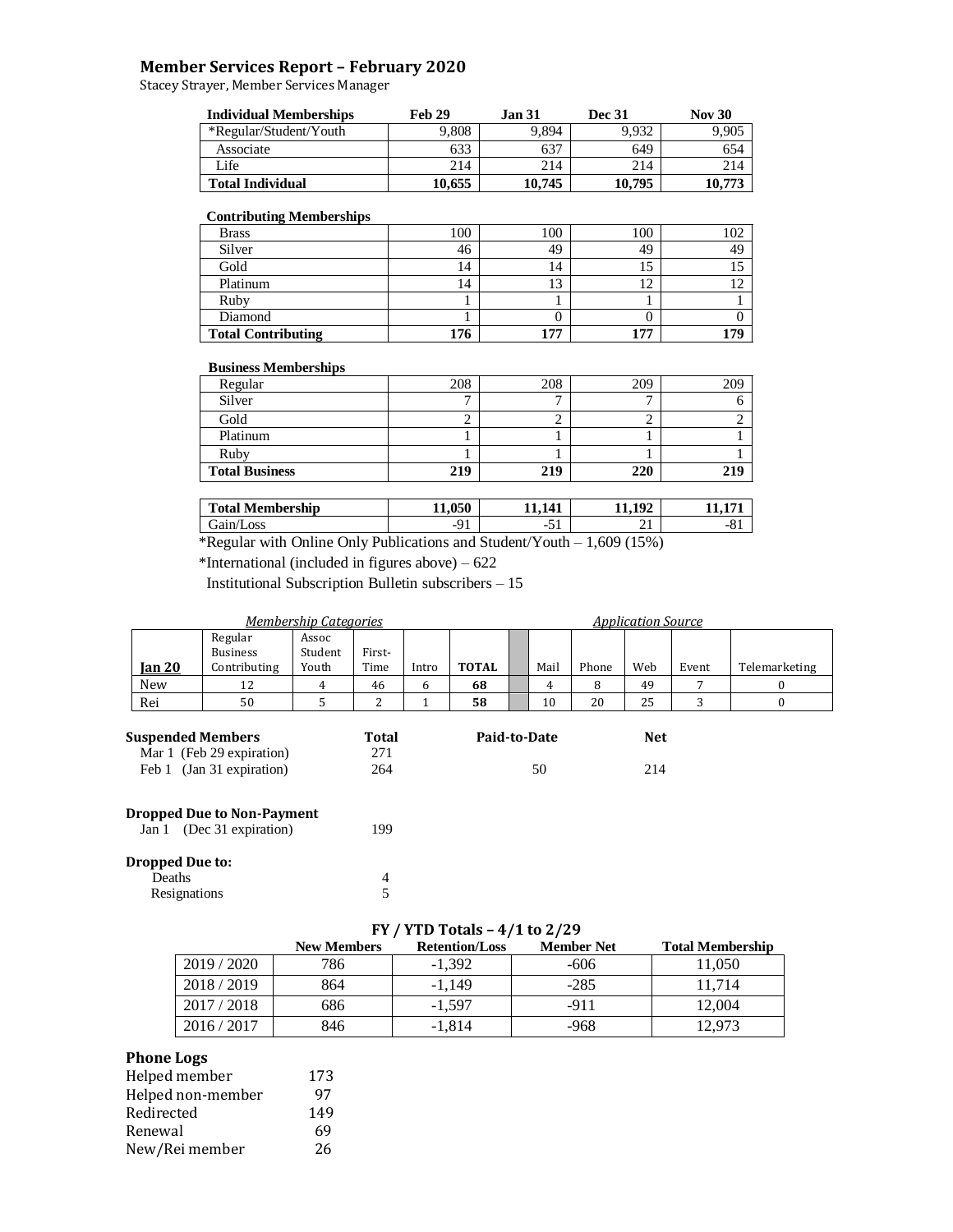## Member Services Report – February 2020

Stacey Strayer, Member Services Manager

| Individual Memberships | Feb 29 | Jan 31 | Dec 31 | Nov 30 |
|---|---|---|---|---|
| *Regular/Student/Youth | 9,808 | 9,894 | 9,932 | 9,905 |
| Associate | 633 | 637 | 649 | 654 |
| Life | 214 | 214 | 214 | 214 |
| **Total Individual** | **10,655** | **10,745** | **10,795** | **10,773** |
| **Contributing Memberships** | | | | |
| Brass | 100 | 100 | 100 | 102 |
| Silver | 46 | 49 | 49 | 49 |
| Gold | 14 | 14 | 15 | 15 |
| Platinum | 14 | 13 | 12 | 12 |
| Ruby | 1 | 1 | 1 | 1 |
| Diamond | 1 | 0 | 0 | 0 |
| **Total Contributing** | **176** | **177** | **177** | **179** |
| **Business Memberships** | | | | |
| Regular | 208 | 208 | 209 | 209 |
| Silver | 7 | 7 | 7 | 6 |
| Gold | 2 | 2 | 2 | 2 |
| Platinum | 1 | 1 | 1 | 1 |
| Ruby | 1 | 1 | 1 | 1 |
| **Total Business** | **219** | **219** | **220** | **219** |
| **Total Membership** | **11,050** | **11,141** | **11,192** | **11,171** |
| Gain/Loss | -91 | -51 | 21 | -81 |

*Regular with Online Only Publications and Student/Youth – 1,609 (15%)

*International (included in figures above) – 622

Institutional Subscription Bulletin subscribers – 15

| | *Membership Categories* | | | | | | *Application Source* | | | | |
|---|---|---|---|---|---|---|---|---|---|---|---|
| **Jan 20** | Regular Business Contributing | Assoc Student Youth | First-Time | Intro | **TOTAL** | | Mail | Phone | Web | Event | Telemarketing |
| New | 12 | 4 | 46 | 6 | **68** | | 4 | 8 | 49 | 7 | 0 |
| Rei | 50 | 5 | 2 | 1 | **58** | | 10 | 20 | 25 | 3 | 0 |

| **Suspended Members** | **Total** | **Paid-to-Date** | **Net** |
|---|---|---|---|
| Mar 1 (Feb 29 expiration) | 271 | | |
| Feb 1 (Jan 31 expiration) | 264 | 50 | 214 |

**Dropped Due to Non-Payment**

| | |
|---|---|
| Jan 1 (Dec 31 expiration) | 199 |

**Dropped Due to:**

| | |
|---|---|
| Deaths | 4 |
| Resignations | 5 |

### FY / YTD Totals – 4/1 to 2/29

| | New Members | Retention/Loss | Member Net | Total Membership |
|---|---|---|---|---|
| 2019 / 2020 | 786 | -1,392 | -606 | 11,050 |
| 2018 / 2019 | 864 | -1,149 | -285 | 11,714 |
| 2017 / 2018 | 686 | -1,597 | -911 | 12,004 |
| 2016 / 2017 | 846 | -1,814 | -968 | 12,973 |

### Phone Logs

| | |
|---|---|
| Helped member | 173 |
| Helped non-member | 97 |
| Redirected | 149 |
| Renewal | 69 |
| New/Rei member | 26 |